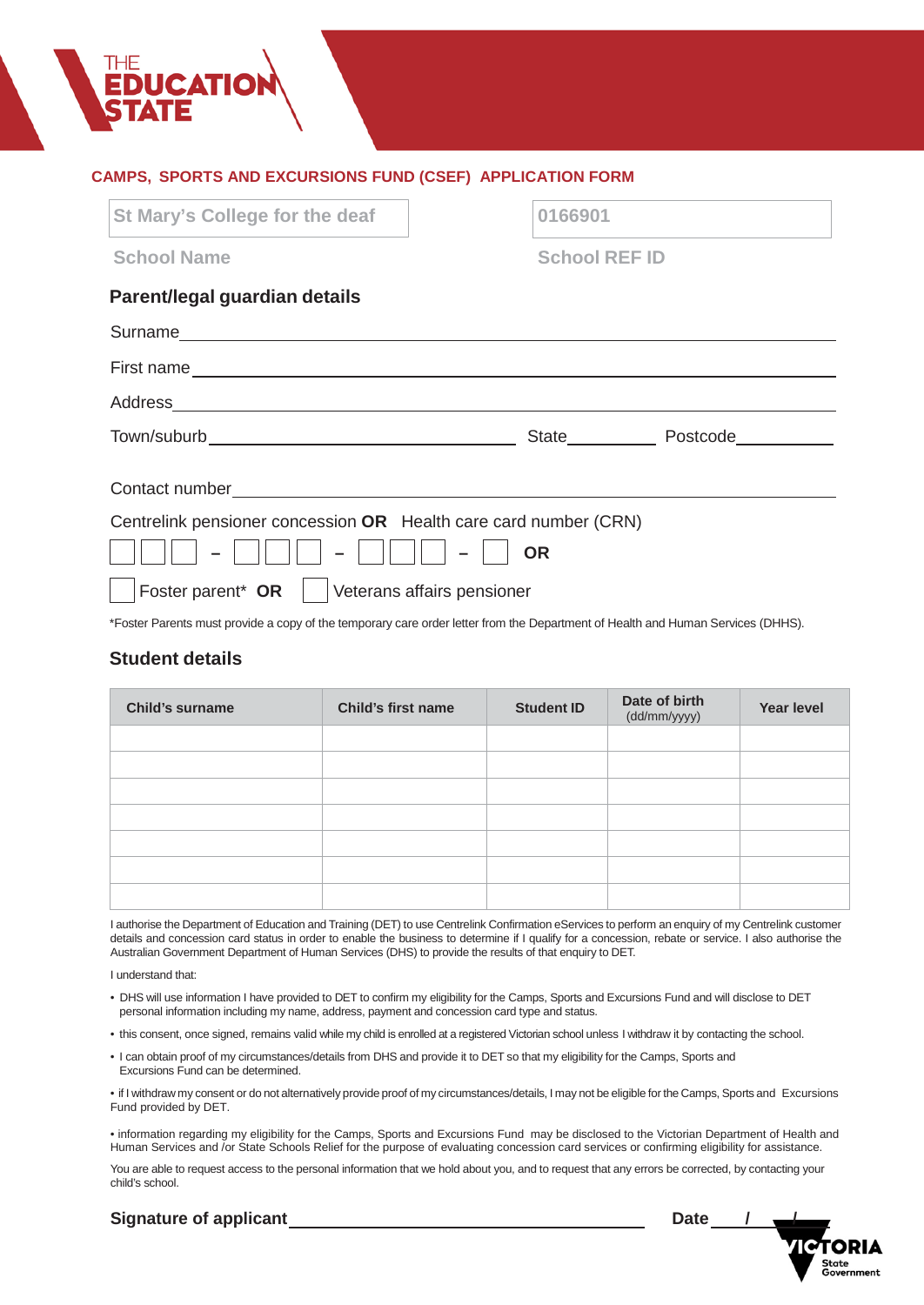THE EDUCATION STATE

## CAMPS, SPORTS AND EXCURSIONS FUND (CSEF) APPLICATION FORM

| St Mary's College for the deaf | 0166901 |
|---|---|
| School Name | School REF ID |

### Parent/legal guardian details

Surname ______________________________

First name ______________________________

Address ______________________________

Town/suburb ______________________ State __________ Postcode __________

Contact number ______________________________

Centrelink pensioner concession **OR** Health care card number (CRN)

☐☐☐ – ☐☐☐ – ☐☐☐ – ☐ **OR**

☐ Foster parent* **OR** ☐ Veterans affairs pensioner

*Foster Parents must provide a copy of the temporary care order letter from the Department of Health and Human Services (DHHS).

### Student details

| Child's surname | Child's first name | Student ID | Date of birth (dd/mm/yyyy) | Year level |
|---|---|---|---|---|
| | | | | |
| | | | | |
| | | | | |
| | | | | |
| | | | | |
| | | | | |
| | | | | |

I authorise the Department of Education and Training (DET) to use Centrelink Confirmation eServices to perform an enquiry of my Centrelink customer details and concession card status in order to enable the business to determine if I qualify for a concession, rebate or service. I also authorise the Australian Government Department of Human Services (DHS) to provide the results of that enquiry to DET.

I understand that:

- DHS will use information I have provided to DET to confirm my eligibility for the Camps, Sports and Excursions Fund and will disclose to DET personal information including my name, address, payment and concession card type and status.
- this consent, once signed, remains valid while my child is enrolled at a registered Victorian school unless I withdraw it by contacting the school.
- I can obtain proof of my circumstances/details from DHS and provide it to DET so that my eligibility for the Camps, Sports and Excursions Fund can be determined.
- if I withdraw my consent or do not alternatively provide proof of my circumstances/details, I may not be eligible for the Camps, Sports and Excursions Fund provided by DET.
- information regarding my eligibility for the Camps, Sports and Excursions Fund may be disclosed to the Victorian Department of Health and Human Services and /or State Schools Relief for the purpose of evaluating concession card services or confirming eligibility for assistance.

You are able to request access to the personal information that we hold about you, and to request that any errors be corrected, by contacting your child's school.

**Signature of applicant** ______________________________ **Date** ____ / ____ / ____

VICTORIA State Government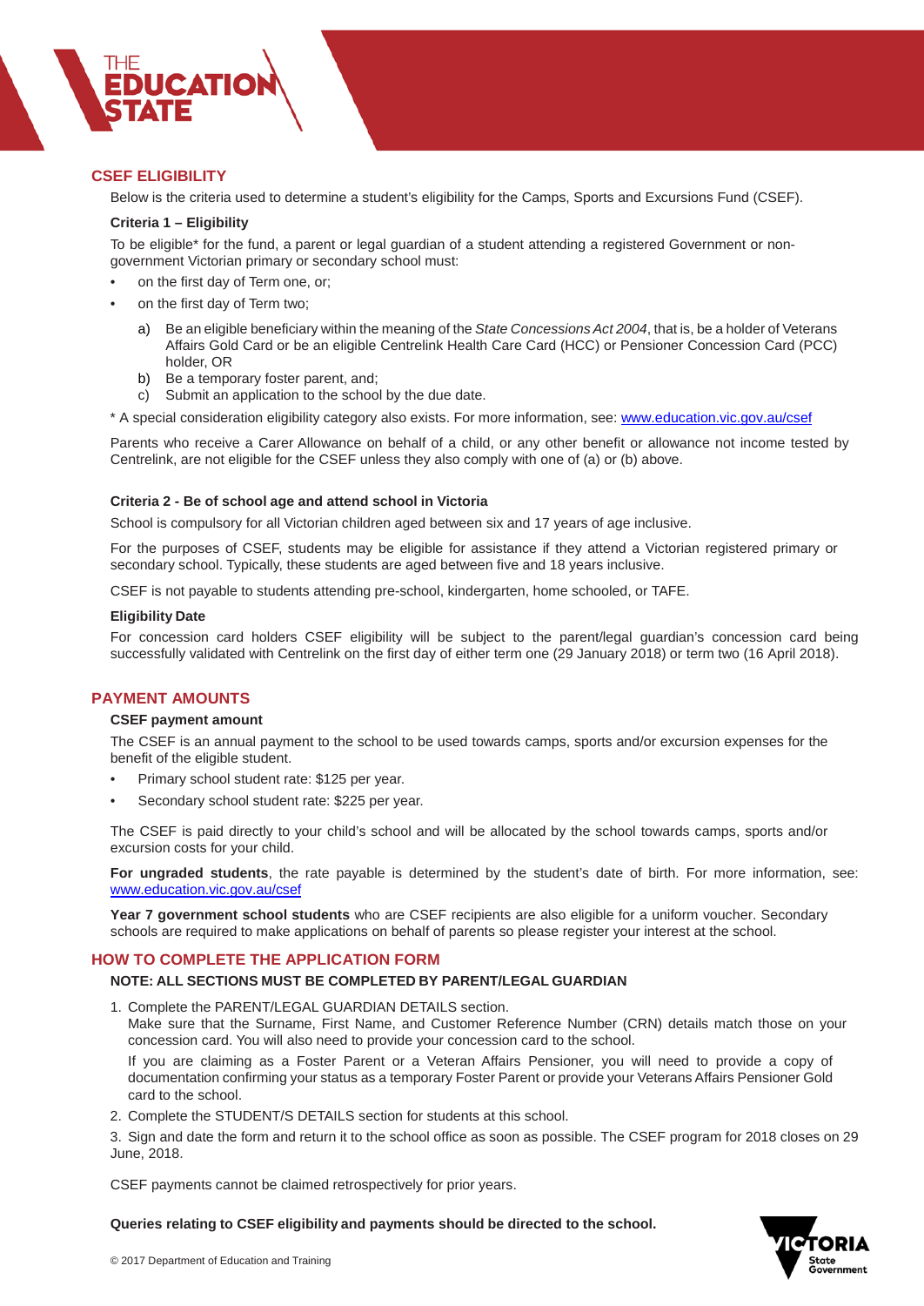## CSEF ELIGIBILITY

Below is the criteria used to determine a student's eligibility for the Camps, Sports and Excursions Fund (CSEF).

**Criteria 1 – Eligibility**

To be eligible* for the fund, a parent or legal guardian of a student attending a registered Government or non-government Victorian primary or secondary school must:

- on the first day of Term one, or;
- on the first day of Term two;

a) Be an eligible beneficiary within the meaning of the *State Concessions Act 2004*, that is, be a holder of Veterans Affairs Gold Card or be an eligible Centrelink Health Care Card (HCC) or Pensioner Concession Card (PCC) holder, OR

b) Be a temporary foster parent, and;

c) Submit an application to the school by the due date.

* A special consideration eligibility category also exists. For more information, see: www.education.vic.gov.au/csef

Parents who receive a Carer Allowance on behalf of a child, or any other benefit or allowance not income tested by Centrelink, are not eligible for the CSEF unless they also comply with one of (a) or (b) above.

**Criteria 2 - Be of school age and attend school in Victoria**

School is compulsory for all Victorian children aged between six and 17 years of age inclusive.

For the purposes of CSEF, students may be eligible for assistance if they attend a Victorian registered primary or secondary school. Typically, these students are aged between five and 18 years inclusive.

CSEF is not payable to students attending pre-school, kindergarten, home schooled, or TAFE.

**Eligibility Date**

For concession card holders CSEF eligibility will be subject to the parent/legal guardian's concession card being successfully validated with Centrelink on the first day of either term one (29 January 2018) or term two (16 April 2018).

## PAYMENT AMOUNTS

**CSEF payment amount**

The CSEF is an annual payment to the school to be used towards camps, sports and/or excursion expenses for the benefit of the eligible student.

- Primary school student rate: $125 per year.
- Secondary school student rate: $225 per year.

The CSEF is paid directly to your child's school and will be allocated by the school towards camps, sports and/or excursion costs for your child.

**For ungraded students**, the rate payable is determined by the student's date of birth. For more information, see: www.education.vic.gov.au/csef

**Year 7 government school students** who are CSEF recipients are also eligible for a uniform voucher. Secondary schools are required to make applications on behalf of parents so please register your interest at the school.

## HOW TO COMPLETE THE APPLICATION FORM

**NOTE: ALL SECTIONS MUST BE COMPLETED BY PARENT/LEGAL GUARDIAN**

1. Complete the PARENT/LEGAL GUARDIAN DETAILS section.
   Make sure that the Surname, First Name, and Customer Reference Number (CRN) details match those on your concession card. You will also need to provide your concession card to the school.

   If you are claiming as a Foster Parent or a Veteran Affairs Pensioner, you will need to provide a copy of documentation confirming your status as a temporary Foster Parent or provide your Veterans Affairs Pensioner Gold card to the school.
2. Complete the STUDENT/S DETAILS section for students at this school.
3. Sign and date the form and return it to the school office as soon as possible. The CSEF program for 2018 closes on 29 June, 2018.

CSEF payments cannot be claimed retrospectively for prior years.

**Queries relating to CSEF eligibility and payments should be directed to the school.**

© 2017 Department of Education and Training